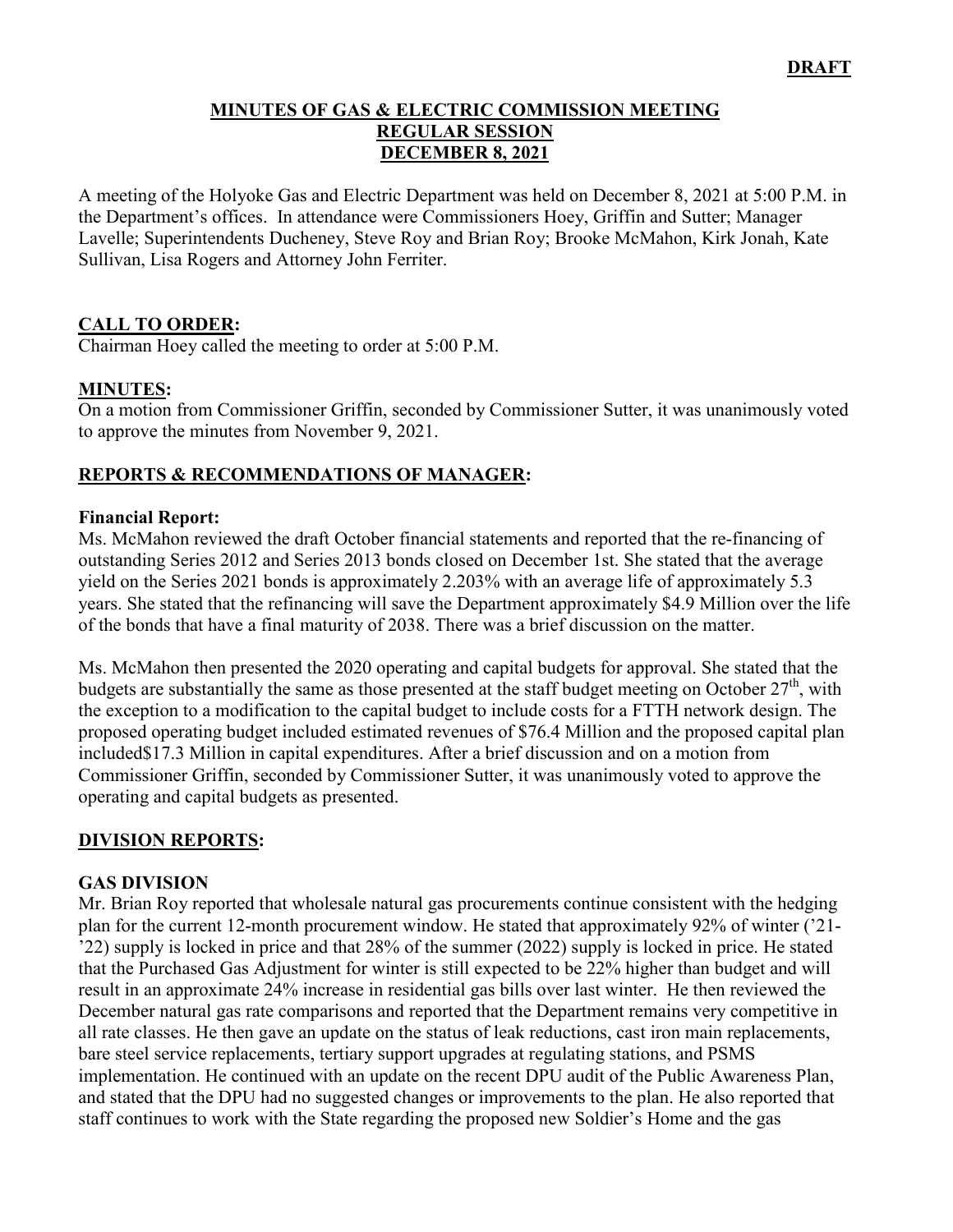**DRAFT**

# MINUTES OF GAS & ELECTRIC COMMISSION MEETING
## REGULAR SESSION
## DECEMBER 8, 2021

A meeting of the Holyoke Gas and Electric Department was held on December 8, 2021 at 5:00 P.M. in the Department's offices. In attendance were Commissioners Hoey, Griffin and Sutter; Manager Lavelle; Superintendents Ducheney, Steve Roy and Brian Roy; Brooke McMahon, Kirk Jonah, Kate Sullivan, Lisa Rogers and Attorney John Ferriter.

**CALL TO ORDER:**

Chairman Hoey called the meeting to order at 5:00 P.M.

**MINUTES:**

On a motion from Commissioner Griffin, seconded by Commissioner Sutter, it was unanimously voted to approve the minutes from November 9, 2021.

**REPORTS & RECOMMENDATIONS OF MANAGER:**

**Financial Report:**

Ms. McMahon reviewed the draft October financial statements and reported that the re-financing of outstanding Series 2012 and Series 2013 bonds closed on December 1st. She stated that the average yield on the Series 2021 bonds is approximately 2.203% with an average life of approximately 5.3 years. She stated that the refinancing will save the Department approximately $4.9 Million over the life of the bonds that have a final maturity of 2038. There was a brief discussion on the matter.

Ms. McMahon then presented the 2020 operating and capital budgets for approval. She stated that the budgets are substantially the same as those presented at the staff budget meeting on October 27th, with the exception to a modification to the capital budget to include costs for a FTTH network design. The proposed operating budget included estimated revenues of $76.4 Million and the proposed capital plan included$17.3 Million in capital expenditures. After a brief discussion and on a motion from Commissioner Griffin, seconded by Commissioner Sutter, it was unanimously voted to approve the operating and capital budgets as presented.

**DIVISION REPORTS:**

**GAS DIVISION**

Mr. Brian Roy reported that wholesale natural gas procurements continue consistent with the hedging plan for the current 12-month procurement window. He stated that approximately 92% of winter ('21-'22) supply is locked in price and that 28% of the summer (2022) supply is locked in price. He stated that the Purchased Gas Adjustment for winter is still expected to be 22% higher than budget and will result in an approximate 24% increase in residential gas bills over last winter. He then reviewed the December natural gas rate comparisons and reported that the Department remains very competitive in all rate classes. He then gave an update on the status of leak reductions, cast iron main replacements, bare steel service replacements, tertiary support upgrades at regulating stations, and PSMS implementation. He continued with an update on the recent DPU audit of the Public Awareness Plan, and stated that the DPU had no suggested changes or improvements to the plan. He also reported that staff continues to work with the State regarding the proposed new Soldier's Home and the gas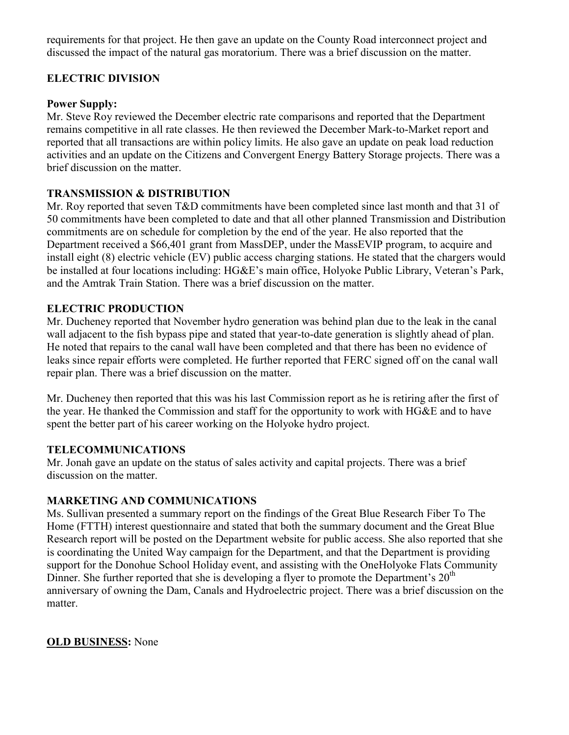requirements for that project. He then gave an update on the County Road interconnect project and discussed the impact of the natural gas moratorium. There was a brief discussion on the matter.

## ELECTRIC DIVISION

### Power Supply:

Mr. Steve Roy reviewed the December electric rate comparisons and reported that the Department remains competitive in all rate classes. He then reviewed the December Mark-to-Market report and reported that all transactions are within policy limits. He also gave an update on peak load reduction activities and an update on the Citizens and Convergent Energy Battery Storage projects. There was a brief discussion on the matter.

## TRANSMISSION & DISTRIBUTION

Mr. Roy reported that seven T&D commitments have been completed since last month and that 31 of 50 commitments have been completed to date and that all other planned Transmission and Distribution commitments are on schedule for completion by the end of the year. He also reported that the Department received a $66,401 grant from MassDEP, under the MassEVIP program, to acquire and install eight (8) electric vehicle (EV) public access charging stations. He stated that the chargers would be installed at four locations including: HG&E's main office, Holyoke Public Library, Veteran's Park, and the Amtrak Train Station. There was a brief discussion on the matter.

## ELECTRIC PRODUCTION

Mr. Ducheney reported that November hydro generation was behind plan due to the leak in the canal wall adjacent to the fish bypass pipe and stated that year-to-date generation is slightly ahead of plan. He noted that repairs to the canal wall have been completed and that there has been no evidence of leaks since repair efforts were completed. He further reported that FERC signed off on the canal wall repair plan. There was a brief discussion on the matter.

Mr. Ducheney then reported that this was his last Commission report as he is retiring after the first of the year. He thanked the Commission and staff for the opportunity to work with HG&E and to have spent the better part of his career working on the Holyoke hydro project.

## TELECOMMUNICATIONS

Mr. Jonah gave an update on the status of sales activity and capital projects. There was a brief discussion on the matter.

## MARKETING AND COMMUNICATIONS

Ms. Sullivan presented a summary report on the findings of the Great Blue Research Fiber To The Home (FTTH) interest questionnaire and stated that both the summary document and the Great Blue Research report will be posted on the Department website for public access. She also reported that she is coordinating the United Way campaign for the Department, and that the Department is providing support for the Donohue School Holiday event, and assisting with the OneHolyoke Flats Community Dinner. She further reported that she is developing a flyer to promote the Department's 20th anniversary of owning the Dam, Canals and Hydroelectric project. There was a brief discussion on the matter.

**OLD BUSINESS:** None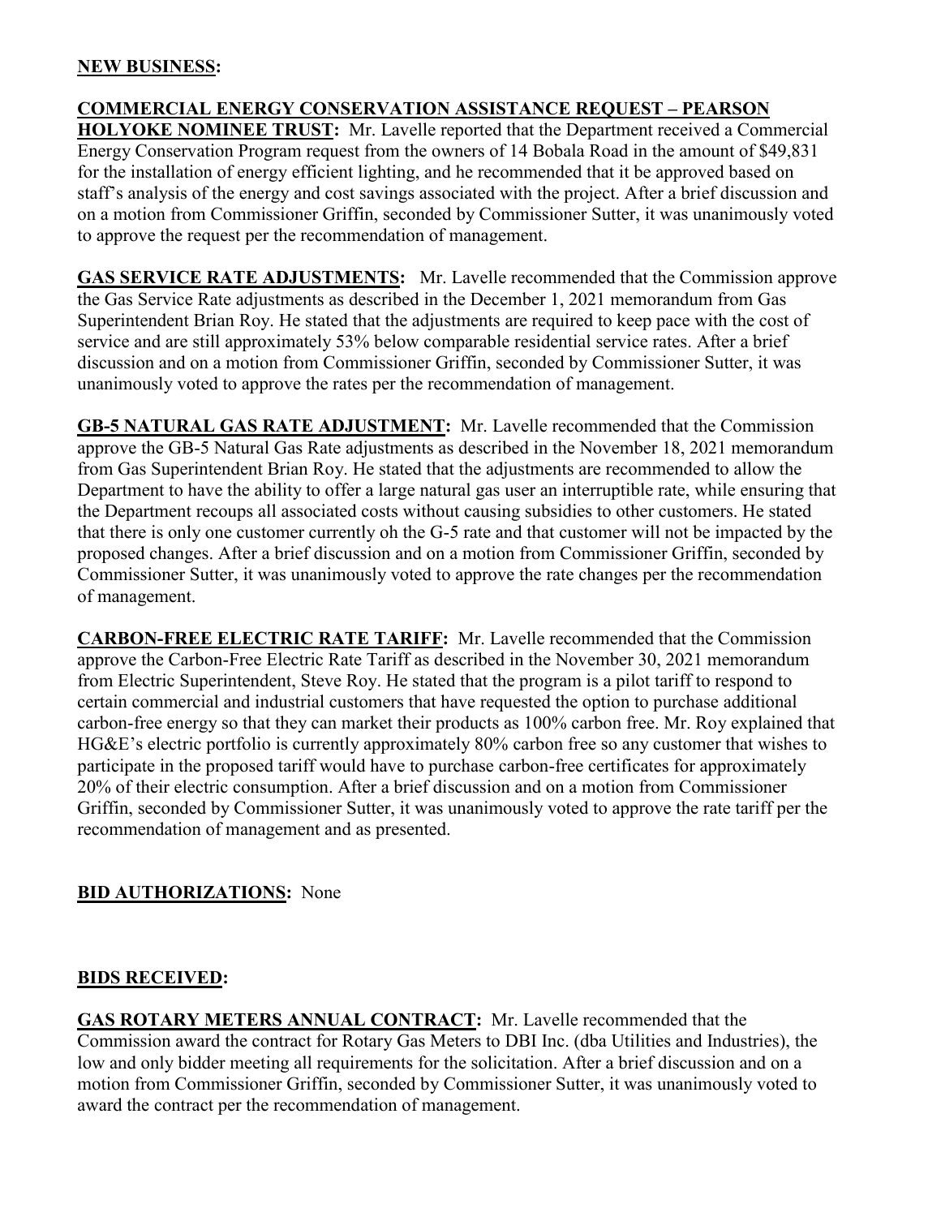**NEW BUSINESS:**

**COMMERCIAL ENERGY CONSERVATION ASSISTANCE REQUEST – PEARSON HOLYOKE NOMINEE TRUST:** Mr. Lavelle reported that the Department received a Commercial Energy Conservation Program request from the owners of 14 Bobala Road in the amount of $49,831 for the installation of energy efficient lighting, and he recommended that it be approved based on staff's analysis of the energy and cost savings associated with the project. After a brief discussion and on a motion from Commissioner Griffin, seconded by Commissioner Sutter, it was unanimously voted to approve the request per the recommendation of management.

**GAS SERVICE RATE ADJUSTMENTS:** Mr. Lavelle recommended that the Commission approve the Gas Service Rate adjustments as described in the December 1, 2021 memorandum from Gas Superintendent Brian Roy. He stated that the adjustments are required to keep pace with the cost of service and are still approximately 53% below comparable residential service rates. After a brief discussion and on a motion from Commissioner Griffin, seconded by Commissioner Sutter, it was unanimously voted to approve the rates per the recommendation of management.

**GB-5 NATURAL GAS RATE ADJUSTMENT:** Mr. Lavelle recommended that the Commission approve the GB-5 Natural Gas Rate adjustments as described in the November 18, 2021 memorandum from Gas Superintendent Brian Roy. He stated that the adjustments are recommended to allow the Department to have the ability to offer a large natural gas user an interruptible rate, while ensuring that the Department recoups all associated costs without causing subsidies to other customers. He stated that there is only one customer currently oh the G-5 rate and that customer will not be impacted by the proposed changes. After a brief discussion and on a motion from Commissioner Griffin, seconded by Commissioner Sutter, it was unanimously voted to approve the rate changes per the recommendation of management.

**CARBON-FREE ELECTRIC RATE TARIFF:** Mr. Lavelle recommended that the Commission approve the Carbon-Free Electric Rate Tariff as described in the November 30, 2021 memorandum from Electric Superintendent, Steve Roy. He stated that the program is a pilot tariff to respond to certain commercial and industrial customers that have requested the option to purchase additional carbon-free energy so that they can market their products as 100% carbon free. Mr. Roy explained that HG&E's electric portfolio is currently approximately 80% carbon free so any customer that wishes to participate in the proposed tariff would have to purchase carbon-free certificates for approximately 20% of their electric consumption. After a brief discussion and on a motion from Commissioner Griffin, seconded by Commissioner Sutter, it was unanimously voted to approve the rate tariff per the recommendation of management and as presented.

**BID AUTHORIZATIONS:** None

**BIDS RECEIVED:**

**GAS ROTARY METERS ANNUAL CONTRACT:** Mr. Lavelle recommended that the Commission award the contract for Rotary Gas Meters to DBI Inc. (dba Utilities and Industries), the low and only bidder meeting all requirements for the solicitation. After a brief discussion and on a motion from Commissioner Griffin, seconded by Commissioner Sutter, it was unanimously voted to award the contract per the recommendation of management.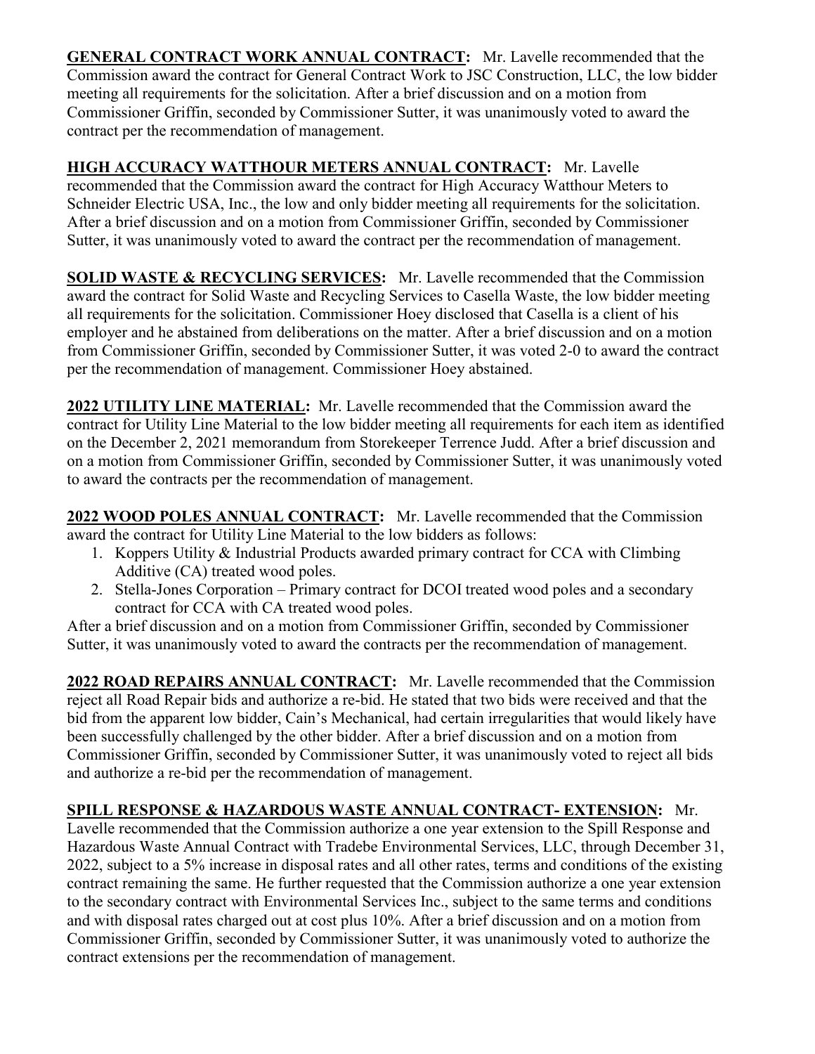**GENERAL CONTRACT WORK ANNUAL CONTRACT:** Mr. Lavelle recommended that the Commission award the contract for General Contract Work to JSC Construction, LLC, the low bidder meeting all requirements for the solicitation. After a brief discussion and on a motion from Commissioner Griffin, seconded by Commissioner Sutter, it was unanimously voted to award the contract per the recommendation of management.

**HIGH ACCURACY WATTHOUR METERS ANNUAL CONTRACT:** Mr. Lavelle recommended that the Commission award the contract for High Accuracy Watthour Meters to Schneider Electric USA, Inc., the low and only bidder meeting all requirements for the solicitation. After a brief discussion and on a motion from Commissioner Griffin, seconded by Commissioner Sutter, it was unanimously voted to award the contract per the recommendation of management.

**SOLID WASTE & RECYCLING SERVICES:** Mr. Lavelle recommended that the Commission award the contract for Solid Waste and Recycling Services to Casella Waste, the low bidder meeting all requirements for the solicitation. Commissioner Hoey disclosed that Casella is a client of his employer and he abstained from deliberations on the matter. After a brief discussion and on a motion from Commissioner Griffin, seconded by Commissioner Sutter, it was voted 2-0 to award the contract per the recommendation of management. Commissioner Hoey abstained.

**2022 UTILITY LINE MATERIAL:** Mr. Lavelle recommended that the Commission award the contract for Utility Line Material to the low bidder meeting all requirements for each item as identified on the December 2, 2021 memorandum from Storekeeper Terrence Judd. After a brief discussion and on a motion from Commissioner Griffin, seconded by Commissioner Sutter, it was unanimously voted to award the contracts per the recommendation of management.

**2022 WOOD POLES ANNUAL CONTRACT:** Mr. Lavelle recommended that the Commission award the contract for Utility Line Material to the low bidders as follows:

1. Koppers Utility & Industrial Products awarded primary contract for CCA with Climbing Additive (CA) treated wood poles.
2. Stella-Jones Corporation – Primary contract for DCOI treated wood poles and a secondary contract for CCA with CA treated wood poles.

After a brief discussion and on a motion from Commissioner Griffin, seconded by Commissioner Sutter, it was unanimously voted to award the contracts per the recommendation of management.

**2022 ROAD REPAIRS ANNUAL CONTRACT:** Mr. Lavelle recommended that the Commission reject all Road Repair bids and authorize a re-bid. He stated that two bids were received and that the bid from the apparent low bidder, Cain's Mechanical, had certain irregularities that would likely have been successfully challenged by the other bidder. After a brief discussion and on a motion from Commissioner Griffin, seconded by Commissioner Sutter, it was unanimously voted to reject all bids and authorize a re-bid per the recommendation of management.

**SPILL RESPONSE & HAZARDOUS WASTE ANNUAL CONTRACT- EXTENSION:** Mr. Lavelle recommended that the Commission authorize a one year extension to the Spill Response and Hazardous Waste Annual Contract with Tradebe Environmental Services, LLC, through December 31, 2022, subject to a 5% increase in disposal rates and all other rates, terms and conditions of the existing contract remaining the same. He further requested that the Commission authorize a one year extension to the secondary contract with Environmental Services Inc., subject to the same terms and conditions and with disposal rates charged out at cost plus 10%. After a brief discussion and on a motion from Commissioner Griffin, seconded by Commissioner Sutter, it was unanimously voted to authorize the contract extensions per the recommendation of management.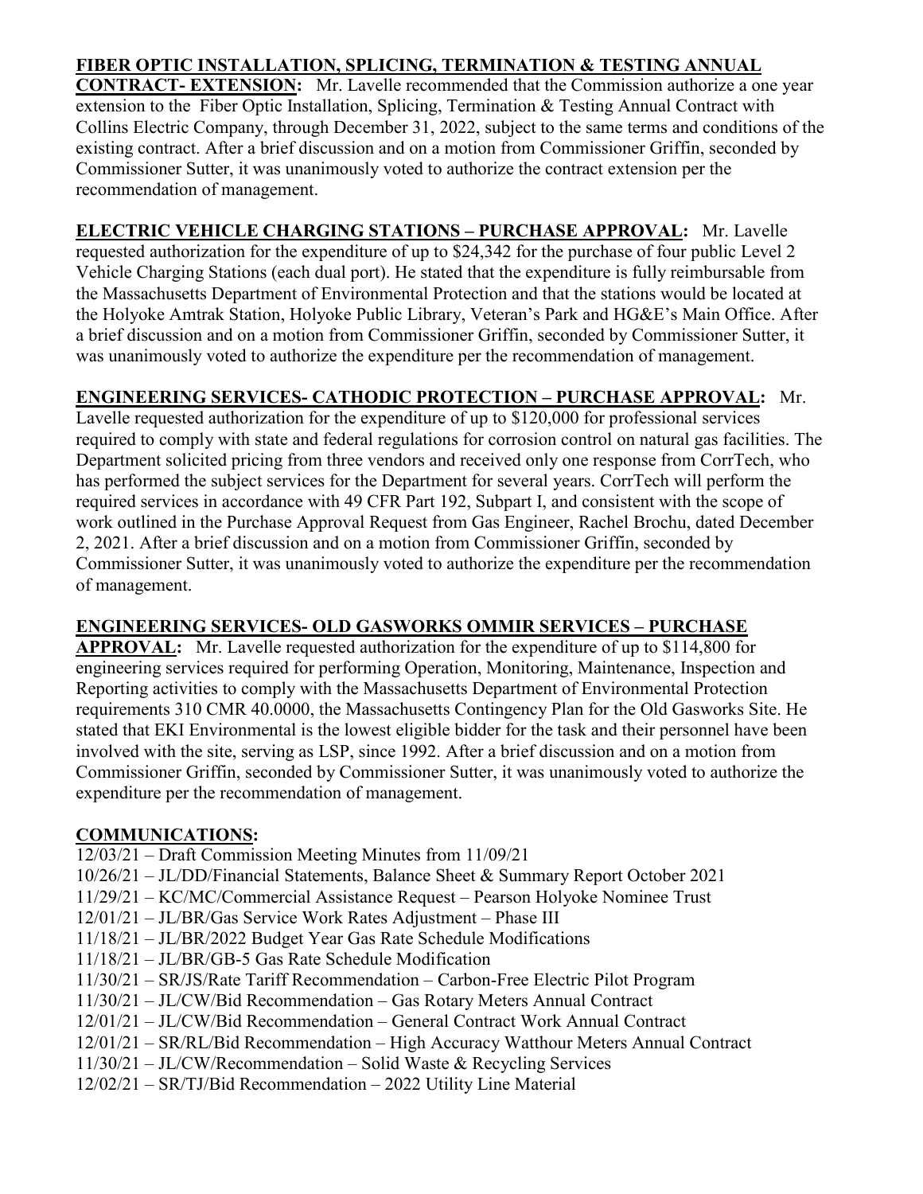**FIBER OPTIC INSTALLATION, SPLICING, TERMINATION & TESTING ANNUAL CONTRACT- EXTENSION:** Mr. Lavelle recommended that the Commission authorize a one year extension to the Fiber Optic Installation, Splicing, Termination & Testing Annual Contract with Collins Electric Company, through December 31, 2022, subject to the same terms and conditions of the existing contract. After a brief discussion and on a motion from Commissioner Griffin, seconded by Commissioner Sutter, it was unanimously voted to authorize the contract extension per the recommendation of management.

**ELECTRIC VEHICLE CHARGING STATIONS – PURCHASE APPROVAL:** Mr. Lavelle requested authorization for the expenditure of up to $24,342 for the purchase of four public Level 2 Vehicle Charging Stations (each dual port). He stated that the expenditure is fully reimbursable from the Massachusetts Department of Environmental Protection and that the stations would be located at the Holyoke Amtrak Station, Holyoke Public Library, Veteran's Park and HG&E's Main Office. After a brief discussion and on a motion from Commissioner Griffin, seconded by Commissioner Sutter, it was unanimously voted to authorize the expenditure per the recommendation of management.

**ENGINEERING SERVICES- CATHODIC PROTECTION – PURCHASE APPROVAL:** Mr. Lavelle requested authorization for the expenditure of up to $120,000 for professional services required to comply with state and federal regulations for corrosion control on natural gas facilities. The Department solicited pricing from three vendors and received only one response from CorrTech, who has performed the subject services for the Department for several years. CorrTech will perform the required services in accordance with 49 CFR Part 192, Subpart I, and consistent with the scope of work outlined in the Purchase Approval Request from Gas Engineer, Rachel Brochu, dated December 2, 2021. After a brief discussion and on a motion from Commissioner Griffin, seconded by Commissioner Sutter, it was unanimously voted to authorize the expenditure per the recommendation of management.

**ENGINEERING SERVICES- OLD GASWORKS OMMIR SERVICES – PURCHASE APPROVAL:** Mr. Lavelle requested authorization for the expenditure of up to $114,800 for engineering services required for performing Operation, Monitoring, Maintenance, Inspection and Reporting activities to comply with the Massachusetts Department of Environmental Protection requirements 310 CMR 40.0000, the Massachusetts Contingency Plan for the Old Gasworks Site. He stated that EKI Environmental is the lowest eligible bidder for the task and their personnel have been involved with the site, serving as LSP, since 1992. After a brief discussion and on a motion from Commissioner Griffin, seconded by Commissioner Sutter, it was unanimously voted to authorize the expenditure per the recommendation of management.

**COMMUNICATIONS:**

12/03/21 – Draft Commission Meeting Minutes from 11/09/21
10/26/21 – JL/DD/Financial Statements, Balance Sheet & Summary Report October 2021
11/29/21 – KC/MC/Commercial Assistance Request – Pearson Holyoke Nominee Trust
12/01/21 – JL/BR/Gas Service Work Rates Adjustment – Phase III
11/18/21 – JL/BR/2022 Budget Year Gas Rate Schedule Modifications
11/18/21 – JL/BR/GB-5 Gas Rate Schedule Modification
11/30/21 – SR/JS/Rate Tariff Recommendation – Carbon-Free Electric Pilot Program
11/30/21 – JL/CW/Bid Recommendation – Gas Rotary Meters Annual Contract
12/01/21 – JL/CW/Bid Recommendation – General Contract Work Annual Contract
12/01/21 – SR/RL/Bid Recommendation – High Accuracy Watthour Meters Annual Contract
11/30/21 – JL/CW/Recommendation – Solid Waste & Recycling Services
12/02/21 – SR/TJ/Bid Recommendation – 2022 Utility Line Material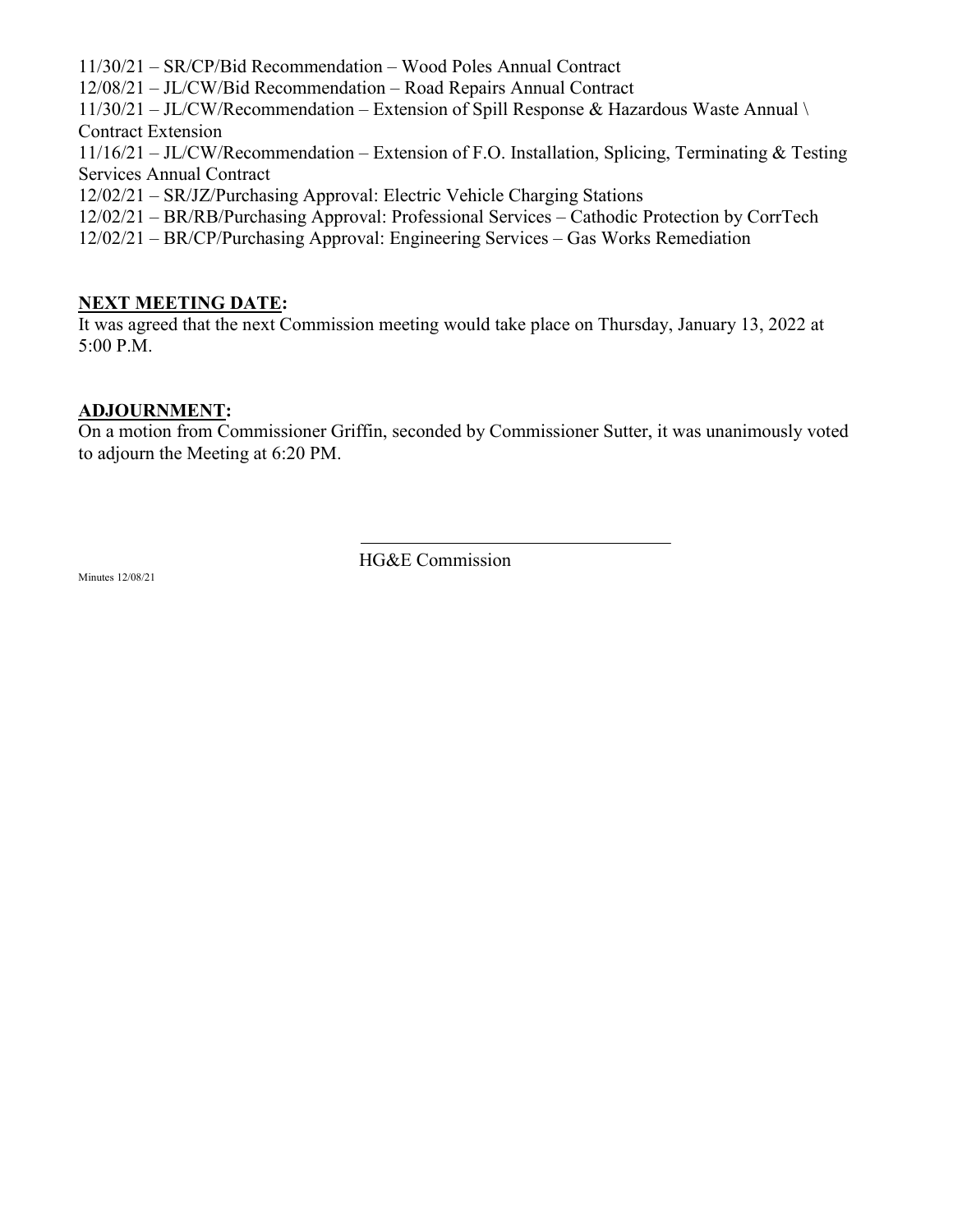11/30/21 – SR/CP/Bid Recommendation – Wood Poles Annual Contract
12/08/21 – JL/CW/Bid Recommendation – Road Repairs Annual Contract
11/30/21 – JL/CW/Recommendation – Extension of Spill Response & Hazardous Waste Annual \ Contract Extension
11/16/21 – JL/CW/Recommendation – Extension of F.O. Installation, Splicing, Terminating & Testing Services Annual Contract
12/02/21 – SR/JZ/Purchasing Approval: Electric Vehicle Charging Stations
12/02/21 – BR/RB/Purchasing Approval: Professional Services – Cathodic Protection by CorrTech
12/02/21 – BR/CP/Purchasing Approval: Engineering Services – Gas Works Remediation

**NEXT MEETING DATE:**

It was agreed that the next Commission meeting would take place on Thursday, January 13, 2022 at 5:00 P.M.

**ADJOURNMENT:**

On a motion from Commissioner Griffin, seconded by Commissioner Sutter, it was unanimously voted to adjourn the Meeting at 6:20 PM.

\_\_\_\_\_\_\_\_\_\_\_\_\_\_\_\_\_\_\_\_\_\_\_\_\_\_\_\_\_\_\_\_\_\_\_

HG&E Commission

Minutes 12/08/21